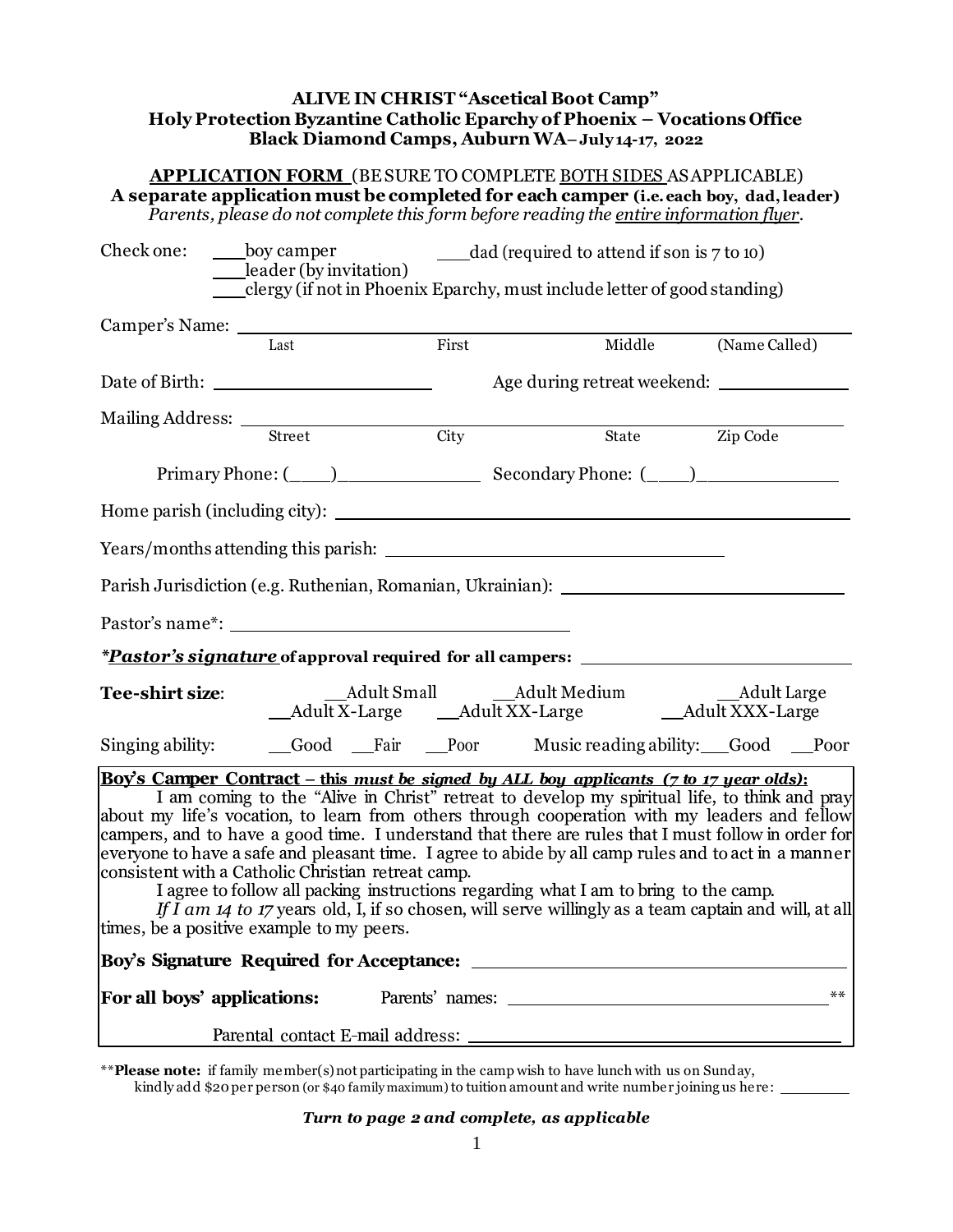**ALIVE IN CHRIST "Ascetical Boot Camp"**
**Holy Protection Byzantine Catholic Eparchy of Phoenix – Vocations Office**
**Black Diamond Camps, Auburn WA– July 14-17, 2022**

**APPLICATION FORM** (BE SURE TO COMPLETE BOTH SIDES AS APPLICABLE)
**A separate application must be completed for each camper (i.e. each boy, dad, leader)**
*Parents, please do not complete this form before reading the entire information flyer.*

Check one: \_\_\_boy camper \_\_\_dad (required to attend if son is 7 to 10)
\_\_\_leader (by invitation)
\_\_\_clergy (if not in Phoenix Eparchy, must include letter of good standing)

Camper's Name: \_\_\_\_\_\_\_\_\_\_\_\_\_\_\_\_\_\_\_\_\_\_\_\_\_\_\_\_\_\_\_\_\_\_\_\_\_\_\_\_\_\_\_\_
Last First Middle (Name Called)

Date of Birth: \_\_\_\_\_\_\_\_\_\_\_\_\_\_\_\_\_\_\_\_ Age during retreat weekend: \_\_\_\_\_\_\_\_\_\_\_\_

Mailing Address: \_\_\_\_\_\_\_\_\_\_\_\_\_\_\_\_\_\_\_\_\_\_\_\_\_\_\_\_\_\_\_\_\_\_\_\_\_\_\_\_\_\_\_\_
Street City State Zip Code

Primary Phone: (\_\_\_\_)\_\_\_\_\_\_\_\_\_\_\_\_\_\_ Secondary Phone: (\_\_\_\_)\_\_\_\_\_\_\_\_\_\_\_\_\_\_

Home parish (including city): \_\_\_\_\_\_\_\_\_\_\_\_\_\_\_\_\_\_\_\_\_\_\_\_\_\_\_\_\_\_\_\_\_\_\_\_\_\_\_\_

Years/months attending this parish: \_\_\_\_\_\_\_\_\_\_\_\_\_\_\_\_\_\_\_\_\_\_\_\_\_\_\_\_\_\_\_\_

Parish Jurisdiction (e.g. Ruthenian, Romanian, Ukrainian): \_\_\_\_\_\_\_\_\_\_\_\_\_\_\_\_\_\_\_\_\_\_\_\_

Pastor's name\*: \_\_\_\_\_\_\_\_\_\_\_\_\_\_\_\_\_\_\_\_\_\_\_\_\_\_\_\_\_\_\_\_

***\*Pastor's signature* of approval required for all campers:** \_\_\_\_\_\_\_\_\_\_\_\_\_\_\_\_\_\_\_\_\_\_\_\_

**Tee-shirt size**: \_\_Adult Small \_\_Adult Medium \_\_Adult Large
\_\_Adult X-Large \_\_Adult XX-Large \_\_Adult XXX-Large

Singing ability: \_\_Good \_\_Fair \_\_Poor Music reading ability: \_\_Good \_\_Poor

**Boy's Camper Contract – this *must be signed by ALL boy applicants (7 to 17 year olds)*:**

I am coming to the "Alive in Christ" retreat to develop my spiritual life, to think and pray about my life's vocation, to learn from others through cooperation with my leaders and fellow campers, and to have a good time. I understand that there are rules that I must follow in order for everyone to have a safe and pleasant time. I agree to abide by all camp rules and to act in a manner consistent with a Catholic Christian retreat camp.

I agree to follow all packing instructions regarding what I am to bring to the camp.

*If I am 14 to 17* years old, I, if so chosen, will serve willingly as a team captain and will, at all times, be a positive example to my peers.

**Boy's Signature Required for Acceptance:** \_\_\_\_\_\_\_\_\_\_\_\_\_\_\_\_\_\_\_\_\_\_\_\_\_\_\_\_\_\_

**For all boys' applications:** Parents' names: \_\_\_\_\_\_\_\_\_\_\_\_\_\_\_\_\_\_\_\_\_\_\_\_\_\_\_\_\_\_\*\*

Parental contact E-mail address: \_\_\_\_\_\_\_\_\_\_\_\_\_\_\_\_\_\_\_\_\_\_\_\_\_\_\_\_\_\_

\*\***Please note:** if family member(s) not participating in the camp wish to have lunch with us on Sunday, kindly add $20 per person (or $40 family maximum) to tuition amount and write number joining us here: \_\_\_\_\_\_\_\_

***Turn to page 2 and complete, as applicable***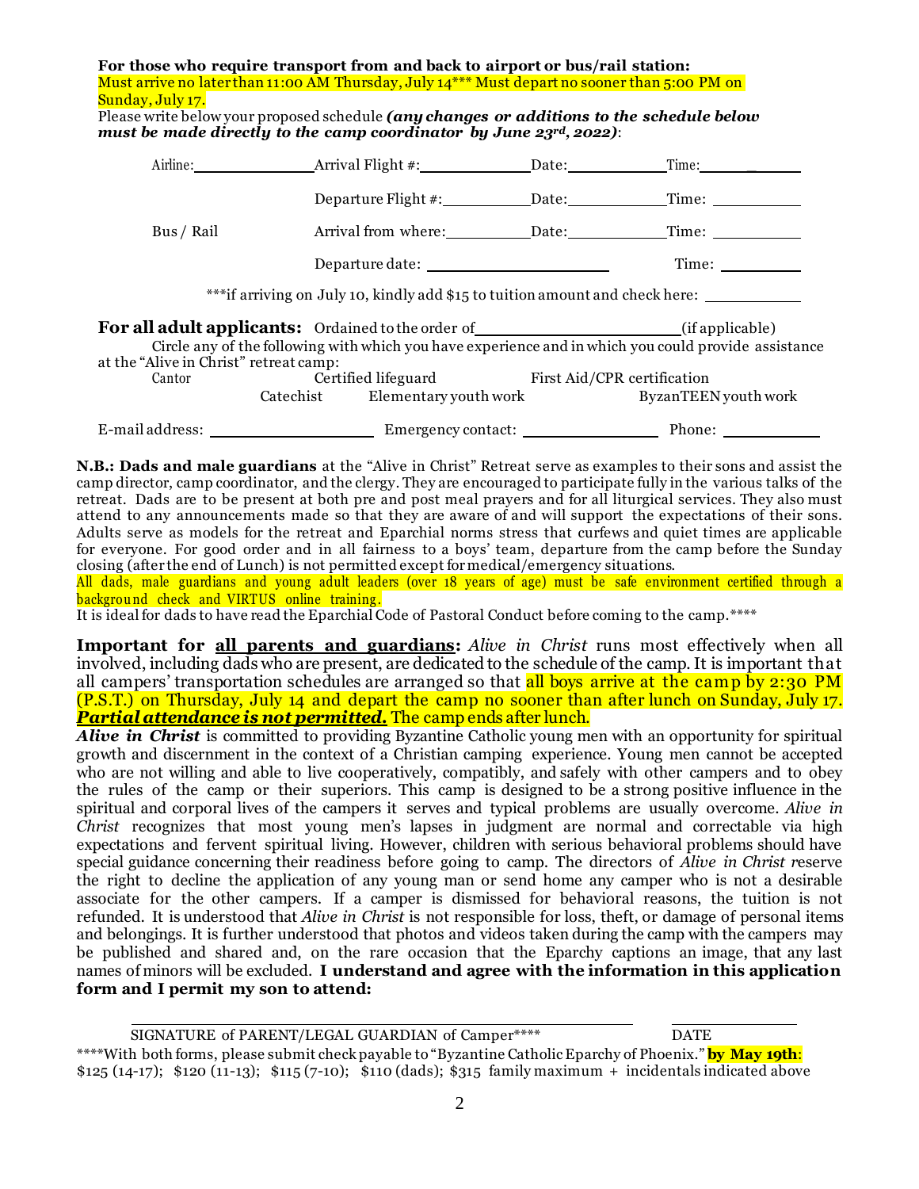**For those who require transport from and back to airport or bus/rail station:**
Must arrive no later than 11:00 AM Thursday, July 14*** Must depart no sooner than 5:00 PM on Sunday, July 17.
Please write below your proposed schedule ***(any changes or additions to the schedule below must be made directly to the camp coordinator by June 23rd, 2022)***:

Airline:_______________ Arrival Flight #:_____________ Date:___________ Time:____________

Departure Flight #:__________ Date:___________ Time: ___________

Bus / Rail Arrival from where:__________ Date:___________ Time: ___________

Departure date: _____________________ Time: __________

***if arriving on July 10, kindly add $15 to tuition amount and check here: ___________

**For all adult applicants:** Ordained to the order of______________________(if applicable)
Circle any of the following with which you have experience and in which you could provide assistance at the "Alive in Christ" retreat camp:
Cantor Certified lifeguard First Aid/CPR certification
Catechist Elementary youth work ByzanTEEN youth work

E-mail address: ___________________ Emergency contact: ________________ Phone: ____________

**N.B.: Dads and male guardians** at the "Alive in Christ" Retreat serve as examples to their sons and assist the camp director, camp coordinator, and the clergy. They are encouraged to participate fully in the various talks of the retreat. Dads are to be present at both pre and post meal prayers and for all liturgical services. They also must attend to any announcements made so that they are aware of and will support the expectations of their sons. Adults serve as models for the retreat and Eparchial norms stress that curfews and quiet times are applicable for everyone. For good order and in all fairness to a boys' team, departure from the camp before the Sunday closing (after the end of Lunch) is not permitted except for medical/emergency situations.
All dads, male guardians and young adult leaders (over 18 years of age) must be safe environment certified through a background check and VIRTUS online training.
It is ideal for dads to have read the Eparchial Code of Pastoral Conduct before coming to the camp.****

**Important for <u>all parents and guardians</u>:** *Alive in Christ* runs most effectively when all involved, including dads who are present, are dedicated to the schedule of the camp. It is important that all campers' transportation schedules are arranged so that all boys arrive at the camp by 2:30 PM (P.S.T.) on Thursday, July 14 and depart the camp no sooner than after lunch on Sunday, July 17. ***<u>Partial attendance is not permitted.</u>*** The camp ends after lunch.

***Alive in Christ*** is committed to providing Byzantine Catholic young men with an opportunity for spiritual growth and discernment in the context of a Christian camping experience. Young men cannot be accepted who are not willing and able to live cooperatively, compatibly, and safely with other campers and to obey the rules of the camp or their superiors. This camp is designed to be a strong positive influence in the spiritual and corporal lives of the campers it serves and typical problems are usually overcome. *Alive in Christ* recognizes that most young men's lapses in judgment are normal and correctable via high expectations and fervent spiritual living. However, children with serious behavioral problems should have special guidance concerning their readiness before going to camp. The directors of *Alive in Christ* reserve the right to decline the application of any young man or send home any camper who is not a desirable associate for the other campers. If a camper is dismissed for behavioral reasons, the tuition is not refunded. It is understood that *Alive in Christ* is not responsible for loss, theft, or damage of personal items and belongings. It is further understood that photos and videos taken during the camp with the campers may be published and shared and, on the rare occasion that the Eparchy captions an image, that any last names of minors will be excluded. **I understand and agree with the information in this application form and I permit my son to attend:**

_____________________________________________ _______________
SIGNATURE of PARENT/LEGAL GUARDIAN of Camper**** DATE

****With both forms, please submit check payable to "Byzantine Catholic Eparchy of Phoenix." **by May 19th**: $125 (14-17); $120 (11-13); $115 (7-10); $110 (dads); $315 family maximum + incidentals indicated above